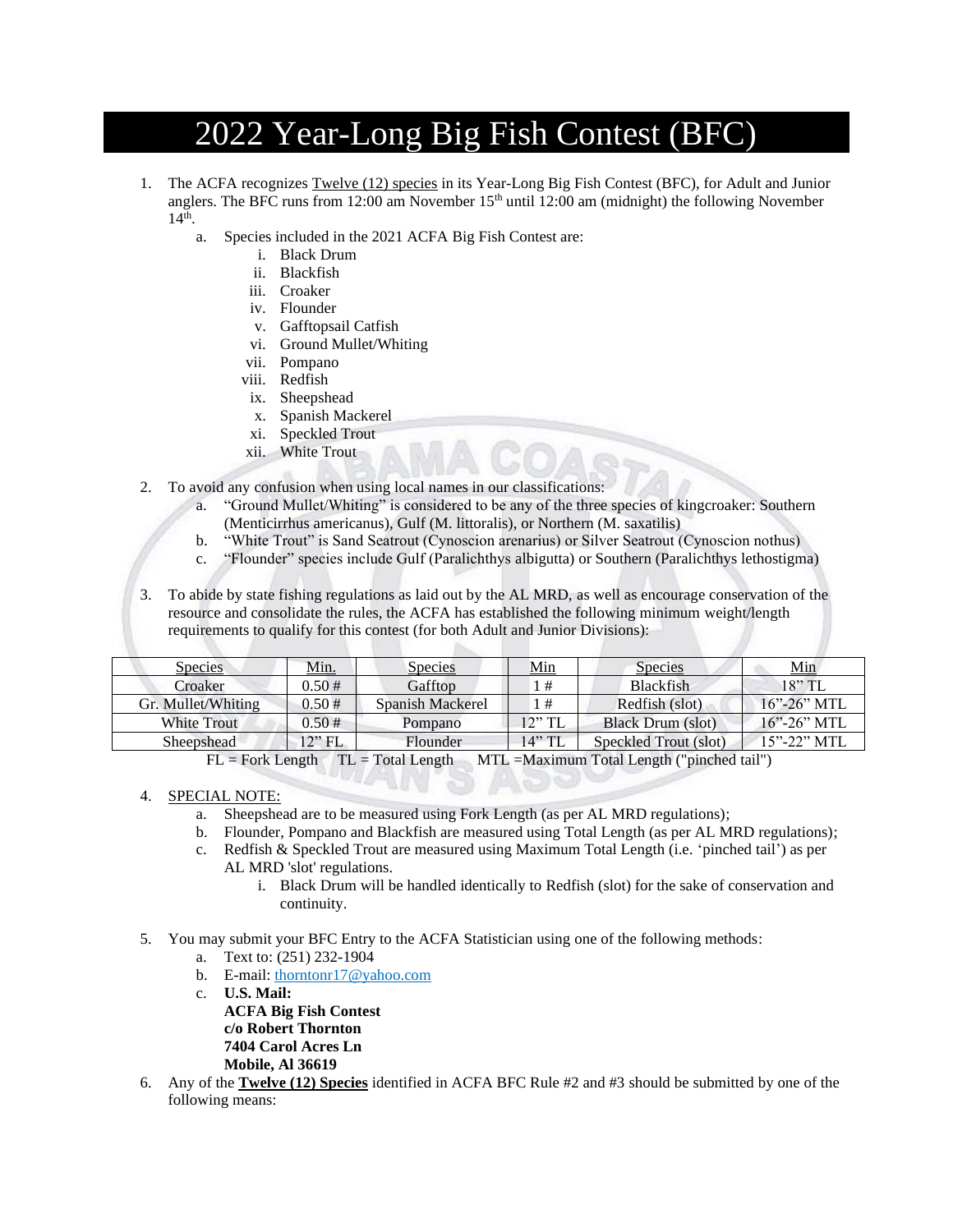# 2022 Year-Long Big Fish Contest (BFC)

1. The ACFA recognizes Twelve (12) species in its Year-Long Big Fish Contest (BFC), for Adult and Junior anglers. The BFC runs from 12:00 am November 15th until 12:00 am (midnight) the following November 14th.
   a. Species included in the 2021 ACFA Big Fish Contest are:
      i. Black Drum
      ii. Blackfish
      iii. Croaker
      iv. Flounder
      v. Gafftopsail Catfish
      vi. Ground Mullet/Whiting
      vii. Pompano
      viii. Redfish
      ix. Sheepshead
      x. Spanish Mackerel
      xi. Speckled Trout
      xii. White Trout

2. To avoid any confusion when using local names in our classifications:
   a. "Ground Mullet/Whiting" is considered to be any of the three species of kingcroaker: Southern (Menticirrhus americanus), Gulf (M. littoralis), or Northern (M. saxatilis)
   b. "White Trout" is Sand Seatrout (Cynoscion arenarius) or Silver Seatrout (Cynoscion nothus)
   c. "Flounder" species include Gulf (Paralichthys albigutta) or Southern (Paralichthys lethostigma)

3. To abide by state fishing regulations as laid out by the AL MRD, as well as encourage conservation of the resource and consolidate the rules, the ACFA has established the following minimum weight/length requirements to qualify for this contest (for both Adult and Junior Divisions):

| Species | Min. | Species | Min | Species | Min |
|---|---|---|---|---|---|
| Croaker | 0.50 # | Gafftop | 1 # | Blackfish | 18" TL |
| Gr. Mullet/Whiting | 0.50 # | Spanish Mackerel | 1 # | Redfish (slot) | 16"-26" MTL |
| White Trout | 0.50 # | Pompano | 12" TL | Black Drum (slot) | 16"-26" MTL |
| Sheepshead | 12" FL | Flounder | 14" TL | Speckled Trout (slot) | 15"-22" MTL |

FL = Fork Length TL = Total Length MTL =Maximum Total Length ("pinched tail")

4. SPECIAL NOTE:
   a. Sheepshead are to be measured using Fork Length (as per AL MRD regulations);
   b. Flounder, Pompano and Blackfish are measured using Total Length (as per AL MRD regulations);
   c. Redfish & Speckled Trout are measured using Maximum Total Length (i.e. 'pinched tail') as per AL MRD 'slot' regulations.
      i. Black Drum will be handled identically to Redfish (slot) for the sake of conservation and continuity.

5. You may submit your BFC Entry to the ACFA Statistician using one of the following methods:
   a. Text to: (251) 232-1904
   b. E-mail: thorntonr17@yahoo.com
   c. **U.S. Mail:**
      **ACFA Big Fish Contest**
      **c/o Robert Thornton**
      **7404 Carol Acres Ln**
      **Mobile, Al 36619**

6. Any of the **Twelve (12) Species** identified in ACFA BFC Rule #2 and #3 should be submitted by one of the following means: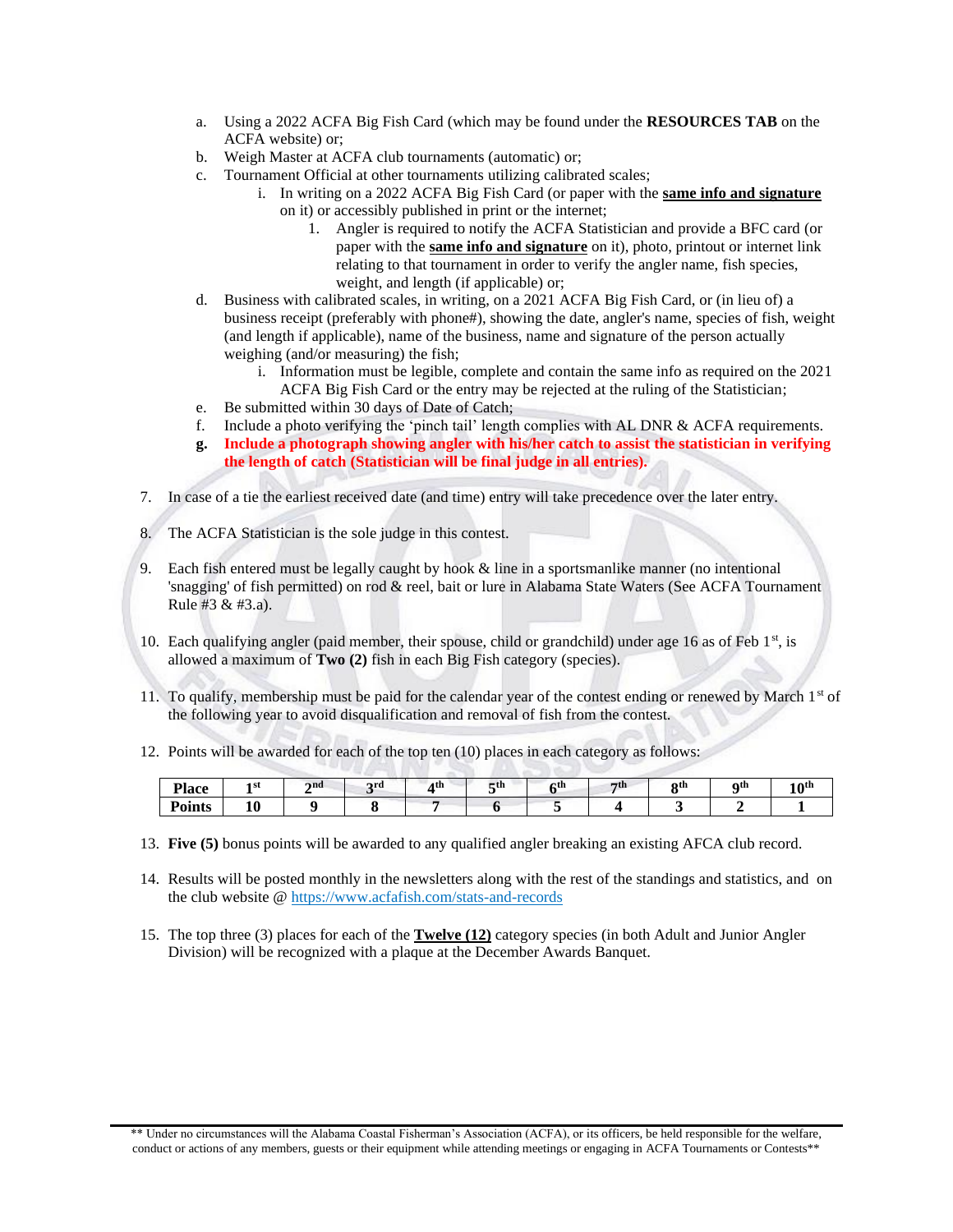a. Using a 2022 ACFA Big Fish Card (which may be found under the **RESOURCES TAB** on the ACFA website) or;
b. Weigh Master at ACFA club tournaments (automatic) or;
c. Tournament Official at other tournaments utilizing calibrated scales;
    i. In writing on a 2022 ACFA Big Fish Card (or paper with the **<u>same info and signature</u>** on it) or accessibly published in print or the internet;
        1. Angler is required to notify the ACFA Statistician and provide a BFC card (or paper with the **<u>same info and signature</u>** on it), photo, printout or internet link relating to that tournament in order to verify the angler name, fish species, weight, and length (if applicable) or;
d. Business with calibrated scales, in writing, on a 2021 ACFA Big Fish Card, or (in lieu of) a business receipt (preferably with phone#), showing the date, angler's name, species of fish, weight (and length if applicable), name of the business, name and signature of the person actually weighing (and/or measuring) the fish;
    i. Information must be legible, complete and contain the same info as required on the 2021 ACFA Big Fish Card or the entry may be rejected at the ruling of the Statistician;
e. Be submitted within 30 days of Date of Catch;
f. Include a photo verifying the 'pinch tail' length complies with AL DNR & ACFA requirements.
g. **Include a photograph showing angler with his/her catch to assist the statistician in verifying the length of catch (Statistician will be final judge in all entries).**

7. In case of a tie the earliest received date (and time) entry will take precedence over the later entry.

8. The ACFA Statistician is the sole judge in this contest.

9. Each fish entered must be legally caught by hook & line in a sportsmanlike manner (no intentional 'snagging' of fish permitted) on rod & reel, bait or lure in Alabama State Waters (See ACFA Tournament Rule #3 & #3.a).

10. Each qualifying angler (paid member, their spouse, child or grandchild) under age 16 as of Feb 1st, is allowed a maximum of **Two (2)** fish in each Big Fish category (species).

11. To qualify, membership must be paid for the calendar year of the contest ending or renewed by March 1st of the following year to avoid disqualification and removal of fish from the contest.

12. Points will be awarded for each of the top ten (10) places in each category as follows:

| **Place** | **1st** | **2nd** | **3rd** | **4th** | **5th** | **6th** | **7th** | **8th** | **9th** | **10th** |
|---|---|---|---|---|---|---|---|---|---|---|
| **Points** | **10** | **9** | **8** | **7** | **6** | **5** | **4** | **3** | **2** | **1** |

13. **Five (5)** bonus points will be awarded to any qualified angler breaking an existing AFCA club record.

14. Results will be posted monthly in the newsletters along with the rest of the standings and statistics, and on the club website @ https://www.acfafish.com/stats-and-records

15. The top three (3) places for each of the **<u>Twelve (12)</u>** category species (in both Adult and Junior Angler Division) will be recognized with a plaque at the December Awards Banquet.

** Under no circumstances will the Alabama Coastal Fisherman's Association (ACFA), or its officers, be held responsible for the welfare, conduct or actions of any members, guests or their equipment while attending meetings or engaging in ACFA Tournaments or Contests**